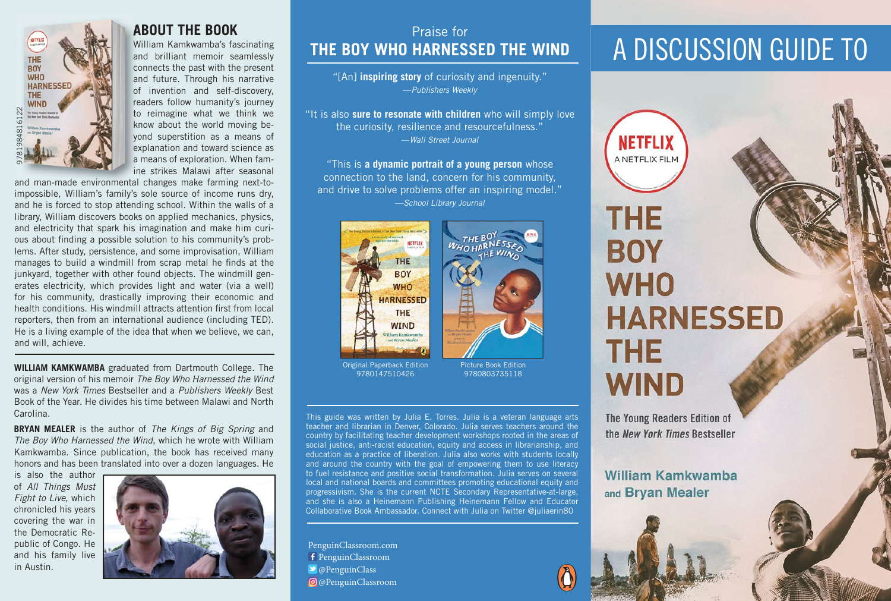## ABOUT THE BOOK

William Kamkwamba's fascinating and brilliant memoir seamlessly connects the past with the present and future. Through his narrative of invention and self-discovery, readers follow humanity's journey to reimagine what we think we know about the world moving beyond superstition as a means of explanation and toward science as a means of exploration. When famine strikes Malawi after seasonal and man-made environmental changes make farming next-to-impossible, William's family's sole source of income runs dry, and he is forced to stop attending school. Within the walls of a library, William discovers books on applied mechanics, physics, and electricity that spark his imagination and make him curious about finding a possible solution to his community's problems. After study, persistence, and some improvisation, William manages to build a windmill from scrap metal he finds at the junkyard, together with other found objects. The windmill generates electricity, which provides light and water (via a well) for his community, drastically improving their economic and health conditions. His windmill attracts attention first from local reporters, then from an international audience (including TED). He is a living example of the idea that when we believe, we can, and will, achieve.

9781984816122

**WILLIAM KAMKWAMBA** graduated from Dartmouth College. The original version of his memoir *The Boy Who Harnessed the Wind* was a *New York Times* Bestseller and a *Publishers Weekly* Best Book of the Year. He divides his time between Malawi and North Carolina.

**BRYAN MEALER** is the author of *The Kings of Big Spring* and *The Boy Who Harnessed the Wind*, which he wrote with William Kamkwamba. Since publication, the book has received many honors and has been translated into over a dozen languages. He is also the author of *All Things Must Fight to Live*, which chronicled his years covering the war in the Democratic Republic of Congo. He and his family live in Austin.

## Praise for THE BOY WHO HARNESSED THE WIND

"[An] **inspiring story** of curiosity and ingenuity."
—*Publishers Weekly*

"It is also **sure to resonate with children** who will simply love the curiosity, resilience and resourcefulness."
—*Wall Street Journal*

"This is **a dynamic portrait of a young person** whose connection to the land, concern for his community, and drive to solve problems offer an inspiring model."
—*School Library Journal*

Original Paperback Edition
9780147510426

Picture Book Edition
9780803735118

This guide was written by Julia E. Torres. Julia is a veteran language arts teacher and librarian in Denver, Colorado. Julia serves teachers around the country by facilitating teacher development workshops rooted in the areas of social justice, anti-racist education, equity and access in librarianship, and education as a practice of liberation. Julia also works with students locally and around the country with the goal of empowering them to use literacy to fuel resistance and positive social transformation. Julia serves on several local and national boards and committees promoting educational equity and progressivism. She is the current NCTE Secondary Representative-at-large, and she is also a Heinemann Publishing Heinemann Fellow and Educator Collaborative Book Ambassador. Connect with Julia on Twitter @juliaerin80

PenguinClassroom.com
PenguinClassroom
@PenguinClass
@PenguinClassroom

# A DISCUSSION GUIDE TO

NETFLIX
A NETFLIX FILM

# THE BOY WHO HARNESSED THE WIND

The Young Readers Edition of the *New York Times* Bestseller

William Kamkwamba and Bryan Mealer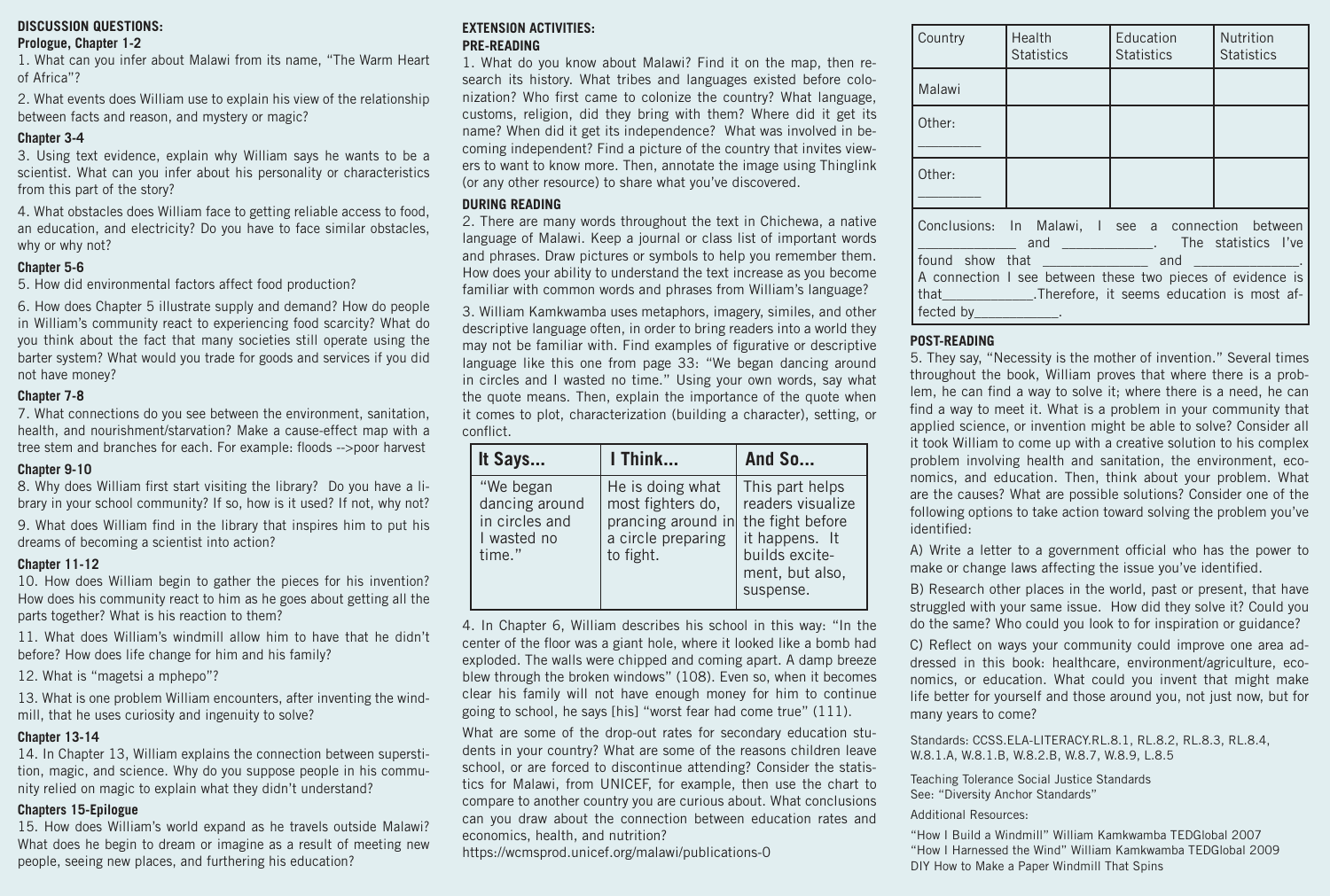## DISCUSSION QUESTIONS:

### Prologue, Chapter 1-2

1. What can you infer about Malawi from its name, "The Warm Heart of Africa"?

2. What events does William use to explain his view of the relationship between facts and reason, and mystery or magic?

### Chapter 3-4

3. Using text evidence, explain why William says he wants to be a scientist. What can you infer about his personality or characteristics from this part of the story?

4. What obstacles does William face to getting reliable access to food, an education, and electricity? Do you have to face similar obstacles, why or why not?

### Chapter 5-6

5. How did environmental factors affect food production?

6. How does Chapter 5 illustrate supply and demand? How do people in William's community react to experiencing food scarcity? What do you think about the fact that many societies still operate using the barter system? What would you trade for goods and services if you did not have money?

### Chapter 7-8

7. What connections do you see between the environment, sanitation, health, and nourishment/starvation? Make a cause-effect map with a tree stem and branches for each. For example: floods -->poor harvest

### Chapter 9-10

8. Why does William first start visiting the library? Do you have a library in your school community? If so, how is it used? If not, why not?

9. What does William find in the library that inspires him to put his dreams of becoming a scientist into action?

### Chapter 11-12

10. How does William begin to gather the pieces for his invention? How does his community react to him as he goes about getting all the parts together? What is his reaction to them?

11. What does William's windmill allow him to have that he didn't before? How does life change for him and his family?

12. What is "magetsi a mphepo"?

13. What is one problem William encounters, after inventing the windmill, that he uses curiosity and ingenuity to solve?

### Chapter 13-14

14. In Chapter 13, William explains the connection between superstition, magic, and science. Why do you suppose people in his community relied on magic to explain what they didn't understand?

### Chapters 15-Epilogue

15. How does William's world expand as he travels outside Malawi? What does he begin to dream or imagine as a result of meeting new people, seeing new places, and furthering his education?

## EXTENSION ACTIVITIES:

### PRE-READING

1. What do you know about Malawi? Find it on the map, then research its history. What tribes and languages existed before colonization? Who first came to colonize the country? What language, customs, religion, did they bring with them? Where did it get its name? When did it get its independence? What was involved in becoming independent? Find a picture of the country that invites viewers to want to know more. Then, annotate the image using Thinglink (or any other resource) to share what you've discovered.

### DURING READING

2. There are many words throughout the text in Chichewa, a native language of Malawi. Keep a journal or class list of important words and phrases. Draw pictures or symbols to help you remember them. How does your ability to understand the text increase as you become familiar with common words and phrases from William's language?

3. William Kamkwamba uses metaphors, imagery, similes, and other descriptive language often, in order to bring readers into a world they may not be familiar with. Find examples of figurative or descriptive language like this one from page 33: "We began dancing around in circles and I wasted no time." Using your own words, say what the quote means. Then, explain the importance of the quote when it comes to plot, characterization (building a character), setting, or conflict.

| It Says... | I Think... | And So... |
|---|---|---|
| "We began dancing around in circles and I wasted no time." | He is doing what most fighters do, prancing around in a circle preparing to fight. | This part helps readers visualize the fight before it happens. It builds excitement, but also, suspense. |

4. In Chapter 6, William describes his school in this way: "In the center of the floor was a giant hole, where it looked like a bomb had exploded. The walls were chipped and coming apart. A damp breeze blew through the broken windows" (108). Even so, when it becomes clear his family will not have enough money for him to continue going to school, he says [his] "worst fear had come true" (111).

What are some of the drop-out rates for secondary education students in your country? What are some of the reasons children leave school, or are forced to discontinue attending? Consider the statistics for Malawi, from UNICEF, for example, then use the chart to compare to another country you are curious about. What conclusions can you draw about the connection between education rates and economics, health, and nutrition?

https://wcmsprod.unicef.org/malawi/publications-0

| Country | Health Statistics | Education Statistics | Nutrition Statistics |
|---|---|---|---|
| Malawi | | | |
| Other: ________ | | | |
| Other: ________ | | | |

Conclusions: In Malawi, I see a connection between ____________ and ____________. The statistics I've found show that ____________ and ____________. A connection I see between these two pieces of evidence is that____________.Therefore, it seems education is most affected by___________.

### POST-READING

5. They say, "Necessity is the mother of invention." Several times throughout the book, William proves that where there is a problem, he can find a way to solve it; where there is a need, he can find a way to meet it. What is a problem in your community that applied science, or invention might be able to solve? Consider all it took William to come up with a creative solution to his complex problem involving health and sanitation, the environment, economics, and education. Then, think about your problem. What are the causes? What are possible solutions? Consider one of the following options to take action toward solving the problem you've identified:

A) Write a letter to a government official who has the power to make or change laws affecting the issue you've identified.

B) Research other places in the world, past or present, that have struggled with your same issue. How did they solve it? Could you do the same? Who could you look to for inspiration or guidance?

C) Reflect on ways your community could improve one area addressed in this book: healthcare, environment/agriculture, economics, or education. What could you invent that might make life better for yourself and those around you, not just now, but for many years to come?

Standards: CCSS.ELA-LITERACY.RL.8.1, RL.8.2, RL.8.3, RL.8.4, W.8.1.A, W.8.1.B, W.8.2.B, W.8.7, W.8.9, L.8.5

Teaching Tolerance Social Justice Standards
See: "Diversity Anchor Standards"

Additional Resources:

"How I Build a Windmill" William Kamkwamba TEDGlobal 2007
"How I Harnessed the Wind" William Kamkwamba TEDGlobal 2009
DIY How to Make a Paper Windmill That Spins